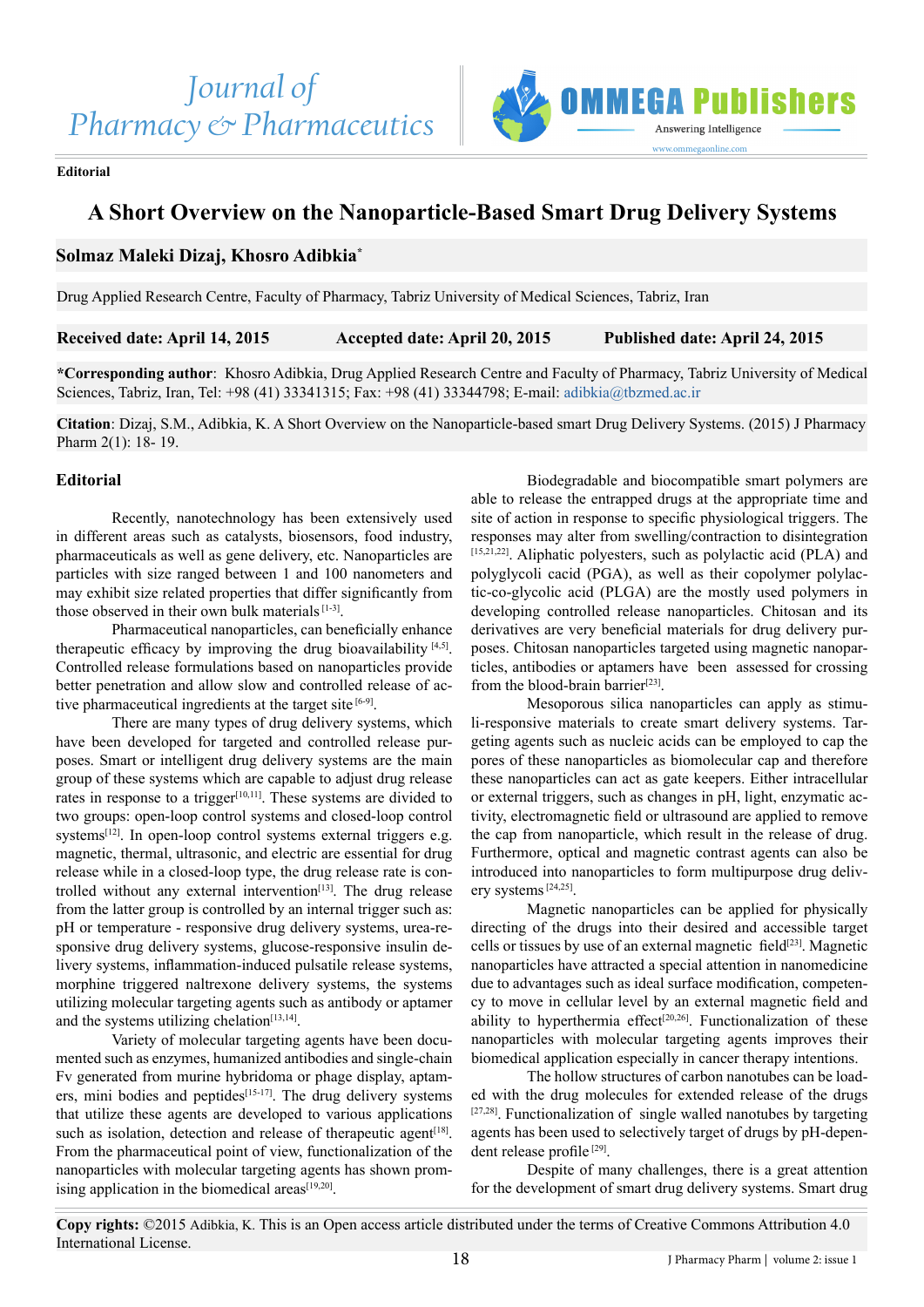Editorial

# A Short Overview on the Nanoparticle-Based Smart Drug Delivery Systems

**Solmaz Maleki Dizaj, Khosro Adibkia***

Drug Applied Research Centre, Faculty of Pharmacy, Tabriz University of Medical Sciences, Tabriz, Iran

**Received date: April 14, 2015** **Accepted date: April 20, 2015** **Published date: April 24, 2015**

***Corresponding author**: Khosro Adibkia, Drug Applied Research Centre and Faculty of Pharmacy, Tabriz University of Medical Sciences, Tabriz, Iran, Tel: +98 (41) 33341315; Fax: +98 (41) 33344798; E-mail: adibkia@tbzmed.ac.ir

**Citation**: Dizaj, S.M., Adibkia, K. A Short Overview on the Nanoparticle-based smart Drug Delivery Systems. (2015) J Pharmacy Pharm 2(1): 18- 19.

## Editorial

Recently, nanotechnology has been extensively used in different areas such as catalysts, biosensors, food industry, pharmaceuticals as well as gene delivery, etc. Nanoparticles are particles with size ranged between 1 and 100 nanometers and may exhibit size related properties that differ significantly from those observed in their own bulk materials [1-3].

Pharmaceutical nanoparticles, can beneficially enhance therapeutic efficacy by improving the drug bioavailability [4,5]. Controlled release formulations based on nanoparticles provide better penetration and allow slow and controlled release of active pharmaceutical ingredients at the target site [6-9].

There are many types of drug delivery systems, which have been developed for targeted and controlled release purposes. Smart or intelligent drug delivery systems are the main group of these systems which are capable to adjust drug release rates in response to a trigger[10,11]. These systems are divided to two groups: open-loop control systems and closed-loop control systems[12]. In open-loop control systems external triggers e.g. magnetic, thermal, ultrasonic, and electric are essential for drug release while in a closed-loop type, the drug release rate is controlled without any external intervention[13]. The drug release from the latter group is controlled by an internal trigger such as: pH or temperature - responsive drug delivery systems, urea-responsive drug delivery systems, glucose-responsive insulin delivery systems, inflammation-induced pulsatile release systems, morphine triggered naltrexone delivery systems, the systems utilizing molecular targeting agents such as antibody or aptamer and the systems utilizing chelation[13,14].

Variety of molecular targeting agents have been documented such as enzymes, humanized antibodies and single-chain Fv generated from murine hybridoma or phage display, aptamers, mini bodies and peptides[15-17]. The drug delivery systems that utilize these agents are developed to various applications such as isolation, detection and release of therapeutic agent[18]. From the pharmaceutical point of view, functionalization of the nanoparticles with molecular targeting agents has shown promising application in the biomedical areas[19,20].

Biodegradable and biocompatible smart polymers are able to release the entrapped drugs at the appropriate time and site of action in response to specific physiological triggers. The responses may alter from swelling/contraction to disintegration [15,21,22]. Aliphatic polyesters, such as polylactic acid (PLA) and polyglycoli cacid (PGA), as well as their copolymer polylactic-co-glycolic acid (PLGA) are the mostly used polymers in developing controlled release nanoparticles. Chitosan and its derivatives are very beneficial materials for drug delivery purposes. Chitosan nanoparticles targeted using magnetic nanoparticles, antibodies or aptamers have been assessed for crossing from the blood-brain barrier[23].

Mesoporous silica nanoparticles can apply as stimuli-responsive materials to create smart delivery systems. Targeting agents such as nucleic acids can be employed to cap the pores of these nanoparticles as biomolecular cap and therefore these nanoparticles can act as gate keepers. Either intracellular or external triggers, such as changes in pH, light, enzymatic activity, electromagnetic field or ultrasound are applied to remove the cap from nanoparticle, which result in the release of drug. Furthermore, optical and magnetic contrast agents can also be introduced into nanoparticles to form multipurpose drug delivery systems [24,25].

Magnetic nanoparticles can be applied for physically directing of the drugs into their desired and accessible target cells or tissues by use of an external magnetic field[23]. Magnetic nanoparticles have attracted a special attention in nanomedicine due to advantages such as ideal surface modification, competency to move in cellular level by an external magnetic field and ability to hyperthermia effect[20,26]. Functionalization of these nanoparticles with molecular targeting agents improves their biomedical application especially in cancer therapy intentions.

The hollow structures of carbon nanotubes can be loaded with the drug molecules for extended release of the drugs [27,28]. Functionalization of single walled nanotubes by targeting agents has been used to selectively target of drugs by pH-dependent release profile [29].

Despite of many challenges, there is a great attention for the development of smart drug delivery systems. Smart drug

**Copy rights:** ©2015 Adibkia, K. This is an Open access article distributed under the terms of Creative Commons Attribution 4.0 International License.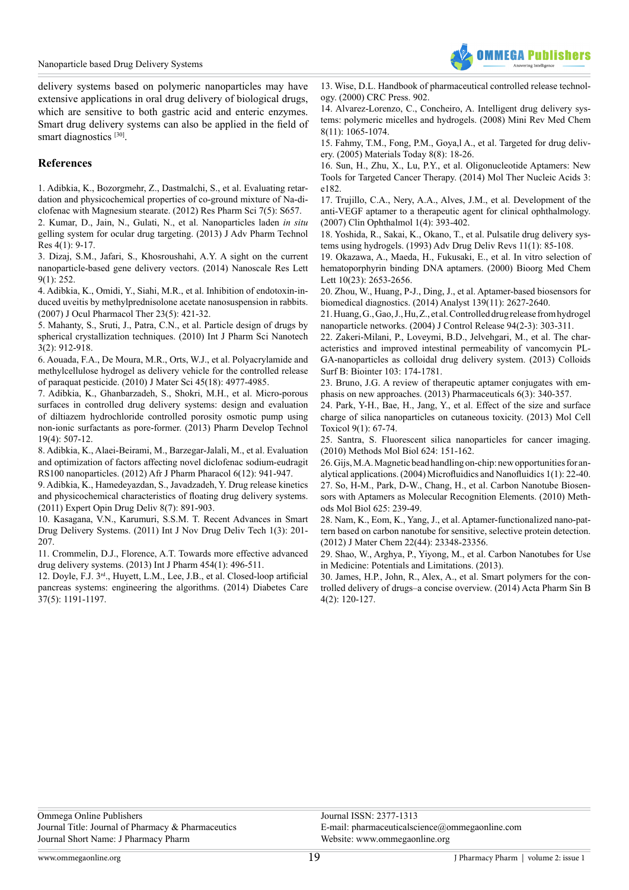delivery systems based on polymeric nanoparticles may have extensive applications in oral drug delivery of biological drugs, which are sensitive to both gastric acid and enteric enzymes. Smart drug delivery systems can also be applied in the field of smart diagnostics [30].

## References

1. Adibkia, K., Bozorgmehr, Z., Dastmalchi, S., et al. Evaluating retardation and physicochemical properties of co-ground mixture of Na-diclofenac with Magnesium stearate. (2012) Res Pharm Sci 7(5): S657.
2. Kumar, D., Jain, N., Gulati, N., et al. Nanoparticles laden *in situ* gelling system for ocular drug targeting. (2013) J Adv Pharm Technol Res 4(1): 9-17.
3. Dizaj, S.M., Jafari, S., Khosroushahi, A.Y. A sight on the current nanoparticle-based gene delivery vectors. (2014) Nanoscale Res Lett 9(1): 252.
4. Adibkia, K., Omidi, Y., Siahi, M.R., et al. Inhibition of endotoxin-induced uveitis by methylprednisolone acetate nanosuspension in rabbits. (2007) J Ocul Pharmacol Ther 23(5): 421-32.
5. Mahanty, S., Sruti, J., Patra, C.N., et al. Particle design of drugs by spherical crystallization techniques. (2010) Int J Pharm Sci Nanotech 3(2): 912-918.
6. Aouada, F.A., De Moura, M.R., Orts, W.J., et al. Polyacrylamide and methylcellulose hydrogel as delivery vehicle for the controlled release of paraquat pesticide. (2010) J Mater Sci 45(18): 4977-4985.
7. Adibkia, K., Ghanbarzadeh, S., Shokri, M.H., et al. Micro-porous surfaces in controlled drug delivery systems: design and evaluation of diltiazem hydrochloride controlled porosity osmotic pump using non-ionic surfactants as pore-former. (2013) Pharm Develop Technol 19(4): 507-12.
8. Adibkia, K., Alaei-Beirami, M., Barzegar-Jalali, M., et al. Evaluation and optimization of factors affecting novel diclofenac sodium-eudragit RS100 nanoparticles. (2012) Afr J Pharm Pharacol 6(12): 941-947.
9. Adibkia, K., Hamedeyazdan, S., Javadzadeh, Y. Drug release kinetics and physicochemical characteristics of floating drug delivery systems. (2011) Expert Opin Drug Deliv 8(7): 891-903.
10. Kasagana, V.N., Karumuri, S.S.M. T. Recent Advances in Smart Drug Delivery Systems. (2011) Int J Nov Drug Deliv Tech 1(3): 201-207.
11. Crommelin, D.J., Florence, A.T. Towards more effective advanced drug delivery systems. (2013) Int J Pharm 454(1): 496-511.
12. Doyle, F.J. 3rd., Huyett, L.M., Lee, J.B., et al. Closed-loop artificial pancreas systems: engineering the algorithms. (2014) Diabetes Care 37(5): 1191-1197.
13. Wise, D.L. Handbook of pharmaceutical controlled release technology. (2000) CRC Press. 902.
14. Alvarez-Lorenzo, C., Concheiro, A. Intelligent drug delivery systems: polymeric micelles and hydrogels. (2008) Mini Rev Med Chem 8(11): 1065-1074.
15. Fahmy, T.M., Fong, P.M., Goya,l A., et al. Targeted for drug delivery. (2005) Materials Today 8(8): 18-26.
16. Sun, H., Zhu, X., Lu, P.Y., et al. Oligonucleotide Aptamers: New Tools for Targeted Cancer Therapy. (2014) Mol Ther Nucleic Acids 3: e182.
17. Trujillo, C.A., Nery, A.A., Alves, J.M., et al. Development of the anti-VEGF aptamer to a therapeutic agent for clinical ophthalmology. (2007) Clin Ophthalmol 1(4): 393-402.
18. Yoshida, R., Sakai, K., Okano, T., et al. Pulsatile drug delivery systems using hydrogels. (1993) Adv Drug Deliv Revs 11(1): 85-108.
19. Okazawa, A., Maeda, H., Fukusaki, E., et al. In vitro selection of hematoporphyrin binding DNA aptamers. (2000) Bioorg Med Chem Lett 10(23): 2653-2656.
20. Zhou, W., Huang, P-J., Ding, J., et al. Aptamer-based biosensors for biomedical diagnostics. (2014) Analyst 139(11): 2627-2640.
21. Huang, G., Gao, J., Hu, Z., et al. Controlled drug release from hydrogel nanoparticle networks. (2004) J Control Release 94(2-3): 303-311.
22. Zakeri-Milani, P., Loveymi, B.D., Jelvehgari, M., et al. The characteristics and improved intestinal permeability of vancomycin PLGA-nanoparticles as colloidal drug delivery system. (2013) Colloids Surf B: Biointer 103: 174-1781.
23. Bruno, J.G. A review of therapeutic aptamer conjugates with emphasis on new approaches. (2013) Pharmaceuticals 6(3): 340-357.
24. Park, Y-H., Bae, H., Jang, Y., et al. Effect of the size and surface charge of silica nanoparticles on cutaneous toxicity. (2013) Mol Cell Toxicol 9(1): 67-74.
25. Santra, S. Fluorescent silica nanoparticles for cancer imaging. (2010) Methods Mol Biol 624: 151-162.
26. Gijs, M.A. Magnetic bead handling on-chip: new opportunities for analytical applications. (2004) Microfluidics and Nanofluidics 1(1): 22-40.
27. So, H-M., Park, D-W., Chang, H., et al. Carbon Nanotube Biosensors with Aptamers as Molecular Recognition Elements. (2010) Methods Mol Biol 625: 239-49.
28. Nam, K., Eom, K., Yang, J., et al. Aptamer-functionalized nano-pattern based on carbon nanotube for sensitive, selective protein detection. (2012) J Mater Chem 22(44): 23348-23356.
29. Shao, W., Arghya, P., Yiyong, M., et al. Carbon Nanotubes for Use in Medicine: Potentials and Limitations. (2013).
30. James, H.P., John, R., Alex, A., et al. Smart polymers for the controlled delivery of drugs–a concise overview. (2014) Acta Pharm Sin B 4(2): 120-127.

Ommega Online Publishers
Journal Title: Journal of Pharmacy & Pharmaceutics
Journal Short Name: J Pharmacy Pharm

Journal ISSN: 2377-1313
E-mail: pharmaceuticalscience@ommegaonline.com
Website: www.ommegaonline.org